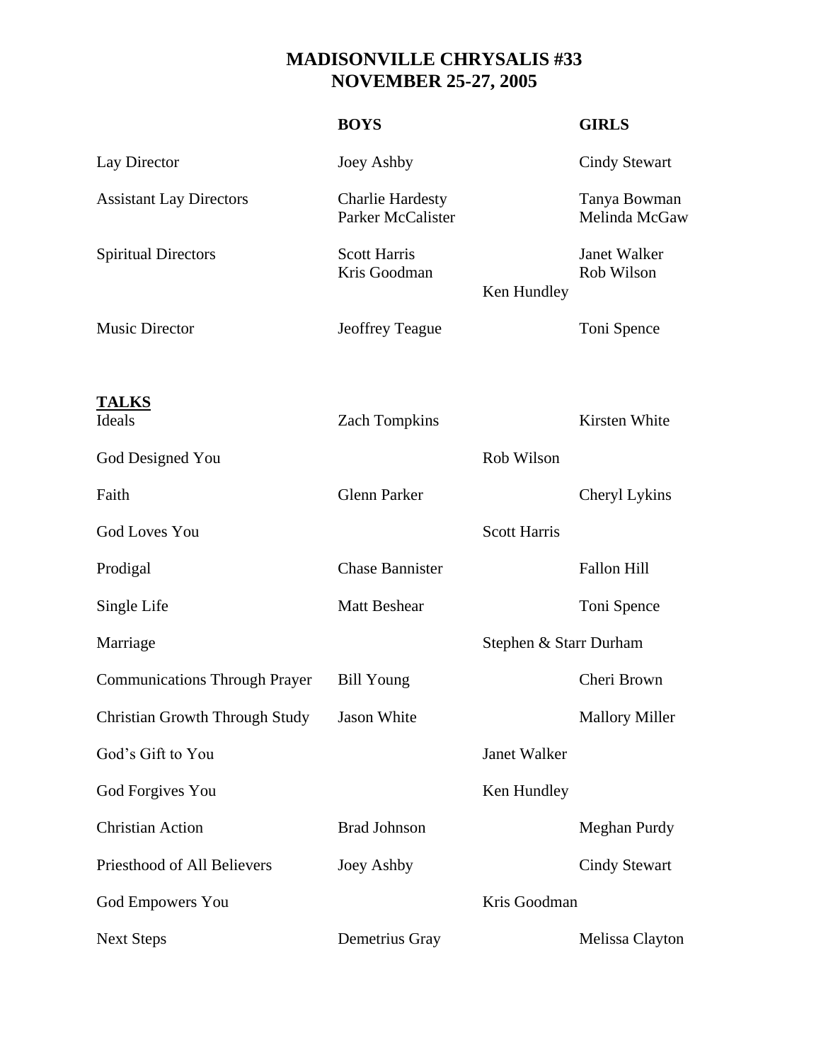# MADISONVILLE CHRYSALIS #33
## NOVEMBER 25-27, 2005

| | BOYS | | GIRLS |
|---|---|---|---|
| Lay Director | Joey Ashby | | Cindy Stewart |
| Assistant Lay Directors | Charlie Hardesty<br>Parker McCalister | | Tanya Bowman<br>Melinda McGaw |
| Spiritual Directors | Scott Harris<br>Kris Goodman | Ken Hundley | Janet Walker<br>Rob Wilson |
| Music Director | Jeoffrey Teague | | Toni Spence |

| **TALKS** | | | |
|---|---|---|---|
| Ideals | Zach Tompkins | | Kirsten White |
| God Designed You | | Rob Wilson | |
| Faith | Glenn Parker | | Cheryl Lykins |
| God Loves You | | Scott Harris | |
| Prodigal | Chase Bannister | | Fallon Hill |
| Single Life | Matt Beshear | | Toni Spence |
| Marriage | | Stephen & Starr Durham | |
| Communications Through Prayer | Bill Young | | Cheri Brown |
| Christian Growth Through Study | Jason White | | Mallory Miller |
| God's Gift to You | | Janet Walker | |
| God Forgives You | | Ken Hundley | |
| Christian Action | Brad Johnson | | Meghan Purdy |
| Priesthood of All Believers | Joey Ashby | | Cindy Stewart |
| God Empowers You | | Kris Goodman | |
| Next Steps | Demetrius Gray | | Melissa Clayton |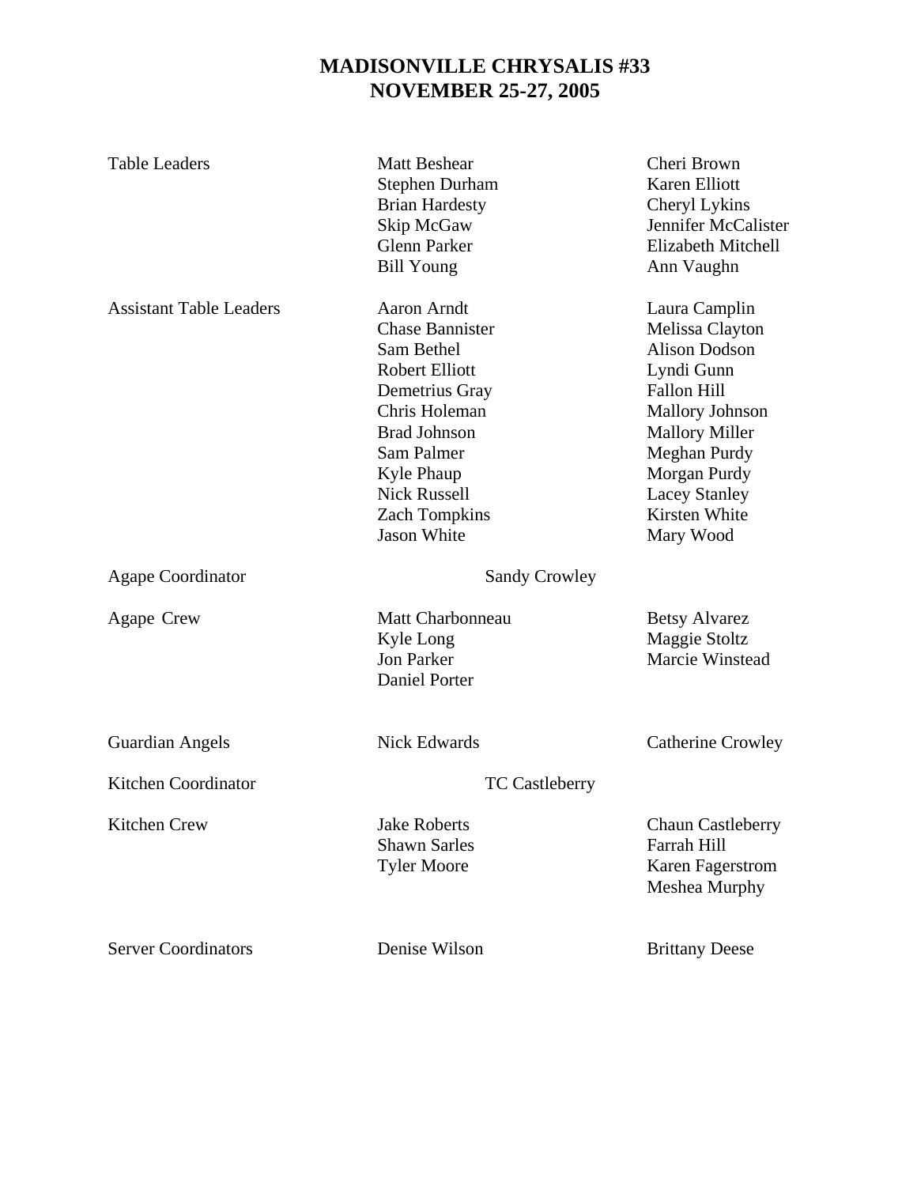# MADISONVILLE CHRYSALIS #33
# NOVEMBER 25-27, 2005

| | | |
|---|---|---|
| Table Leaders | Matt Beshear<br>Stephen Durham<br>Brian Hardesty<br>Skip McGaw<br>Glenn Parker<br>Bill Young | Cheri Brown<br>Karen Elliott<br>Cheryl Lykins<br>Jennifer McCalister<br>Elizabeth Mitchell<br>Ann Vaughn |
| Assistant Table Leaders | Aaron Arndt<br>Chase Bannister<br>Sam Bethel<br>Robert Elliott<br>Demetrius Gray<br>Chris Holeman<br>Brad Johnson<br>Sam Palmer<br>Kyle Phaup<br>Nick Russell<br>Zach Tompkins<br>Jason White | Laura Camplin<br>Melissa Clayton<br>Alison Dodson<br>Lyndi Gunn<br>Fallon Hill<br>Mallory Johnson<br>Mallory Miller<br>Meghan Purdy<br>Morgan Purdy<br>Lacey Stanley<br>Kirsten White<br>Mary Wood |
| Agape Coordinator | Sandy Crowley | |
| Agape Crew | Matt Charbonneau<br>Kyle Long<br>Jon Parker<br>Daniel Porter | Betsy Alvarez<br>Maggie Stoltz<br>Marcie Winstead |
| Guardian Angels | Nick Edwards | Catherine Crowley |
| Kitchen Coordinator | TC Castleberry | |
| Kitchen Crew | Jake Roberts<br>Shawn Sarles<br>Tyler Moore | Chaun Castleberry<br>Farrah Hill<br>Karen Fagerstrom<br>Meshea Murphy |
| Server Coordinators | Denise Wilson | Brittany Deese |